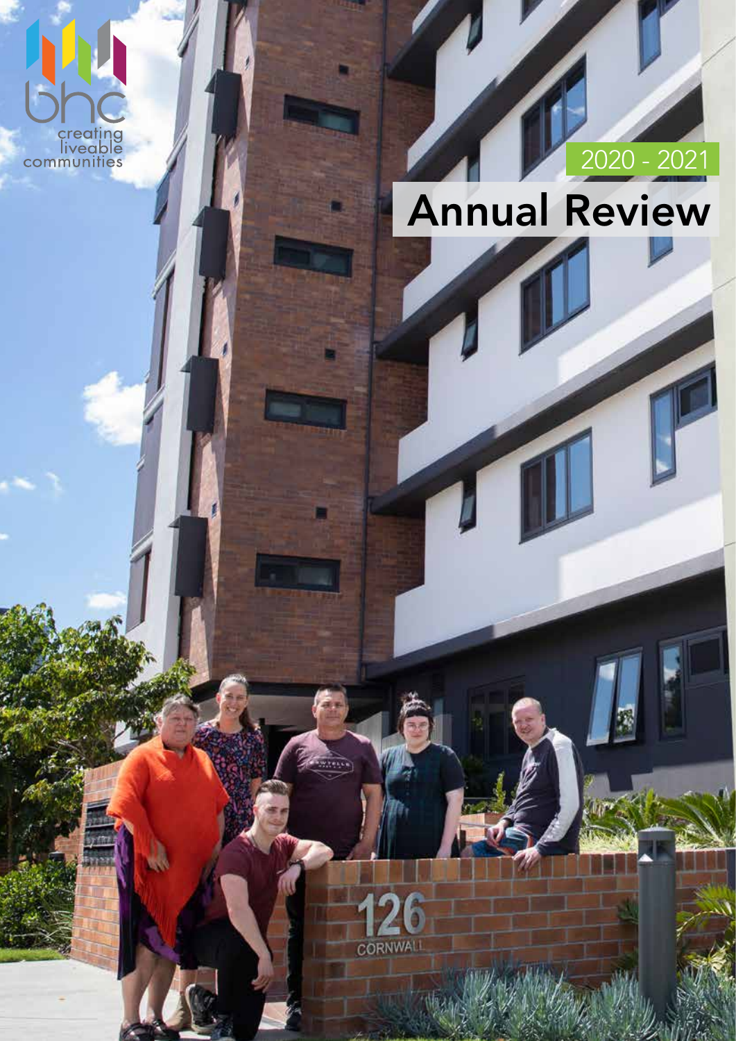bhc

creating liveable communities

2020 - 2021

# Annual Review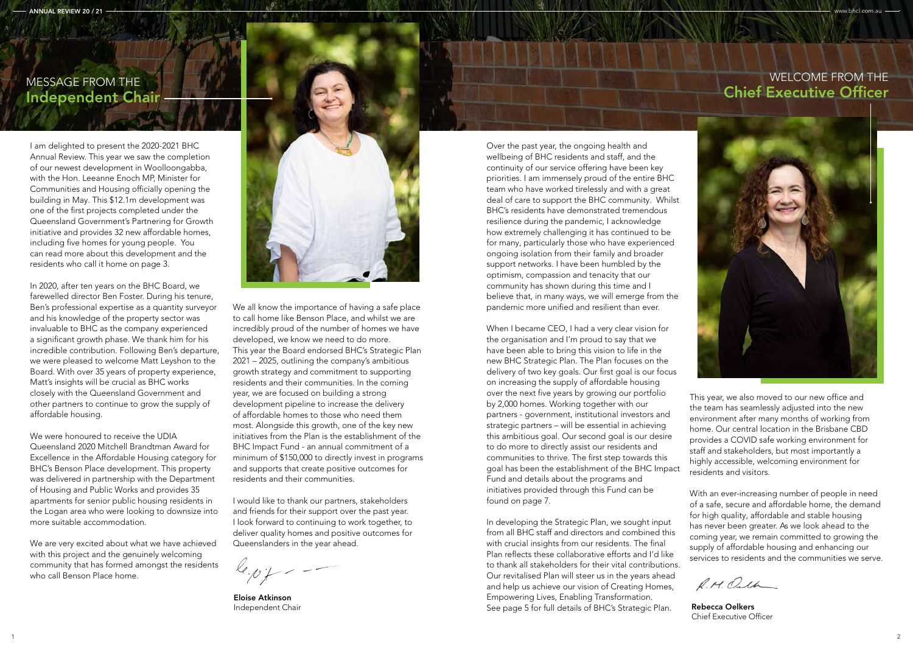# MESSAGE FROM THE Independent Chair

I am delighted to present the 2020-2021 BHC Annual Review. This year we saw the completion of our newest development in Woolloongabba, with the Hon. Leeanne Enoch MP, Minister for Communities and Housing officially opening the building in May. This $12.1m development was one of the first projects completed under the Queensland Government's Partnering for Growth initiative and provides 32 new affordable homes, including five homes for young people. You can read more about this development and the residents who call it home on page 3.

In 2020, after ten years on the BHC Board, we farewelled director Ben Foster. During his tenure, Ben's professional expertise as a quantity surveyor and his knowledge of the property sector was invaluable to BHC as the company experienced a significant growth phase. We thank him for his incredible contribution. Following Ben's departure, we were pleased to welcome Matt Leyshon to the Board. With over 35 years of property experience, Matt's insights will be crucial as BHC works closely with the Queensland Government and other partners to continue to grow the supply of affordable housing.

We were honoured to receive the UDIA Queensland 2020 Mitchell Brandtman Award for Excellence in the Affordable Housing category for BHC's Benson Place development. This property was delivered in partnership with the Department of Housing and Public Works and provides 35 apartments for senior public housing residents in the Logan area who were looking to downsize into more suitable accommodation.

We are very excited about what we have achieved with this project and the genuinely welcoming community that has formed amongst the residents who call Benson Place home.

We all know the importance of having a safe place to call home like Benson Place, and whilst we are incredibly proud of the number of homes we have developed, we know we need to do more. This year the Board endorsed BHC's Strategic Plan 2021 – 2025, outlining the company's ambitious growth strategy and commitment to supporting residents and their communities. In the coming year, we are focused on building a strong development pipeline to increase the delivery of affordable homes to those who need them most. Alongside this growth, one of the key new initiatives from the Plan is the establishment of the BHC Impact Fund - an annual commitment of a minimum of $150,000 to directly invest in programs and supports that create positive outcomes for residents and their communities.

I would like to thank our partners, stakeholders and friends for their support over the past year. I look forward to continuing to work together, to deliver quality homes and positive outcomes for Queenslanders in the year ahead.

**Eloise Atkinson**
Independent Chair

# WELCOME FROM THE Chief Executive Officer

Over the past year, the ongoing health and wellbeing of BHC residents and staff, and the continuity of our service offering have been key priorities. I am immensely proud of the entire BHC team who have worked tirelessly and with a great deal of care to support the BHC community. Whilst BHC's residents have demonstrated tremendous resilience during the pandemic, I acknowledge how extremely challenging it has continued to be for many, particularly those who have experienced ongoing isolation from their family and broader support networks. I have been humbled by the optimism, compassion and tenacity that our community has shown during this time and I believe that, in many ways, we will emerge from the pandemic more unified and resilient than ever.

When I became CEO, I had a very clear vision for the organisation and I'm proud to say that we have been able to bring this vision to life in the new BHC Strategic Plan. The Plan focuses on the delivery of two key goals. Our first goal is our focus on increasing the supply of affordable housing over the next five years by growing our portfolio by 2,000 homes. Working together with our partners - government, institutional investors and strategic partners – will be essential in achieving this ambitious goal. Our second goal is our desire to do more to directly assist our residents and communities to thrive. The first step towards this goal has been the establishment of the BHC Impact Fund and details about the programs and initiatives provided through this Fund can be found on page 7.

In developing the Strategic Plan, we sought input from all BHC staff and directors and combined this with crucial insights from our residents. The final Plan reflects these collaborative efforts and I'd like to thank all stakeholders for their vital contributions. Our revitalised Plan will steer us in the years ahead and help us achieve our vision of Creating Homes, Empowering Lives, Enabling Transformation. See page 5 for full details of BHC's Strategic Plan.

This year, we also moved to our new office and the team has seamlessly adjusted into the new environment after many months of working from home. Our central location in the Brisbane CBD provides a COVID safe working environment for staff and stakeholders, but most importantly a highly accessible, welcoming environment for residents and visitors.

With an ever-increasing number of people in need of a safe, secure and affordable home, the demand for high quality, affordable and stable housing has never been greater. As we look ahead to the coming year, we remain committed to growing the supply of affordable housing and enhancing our services to residents and the communities we serve.

**Rebecca Oelkers**
Chief Executive Officer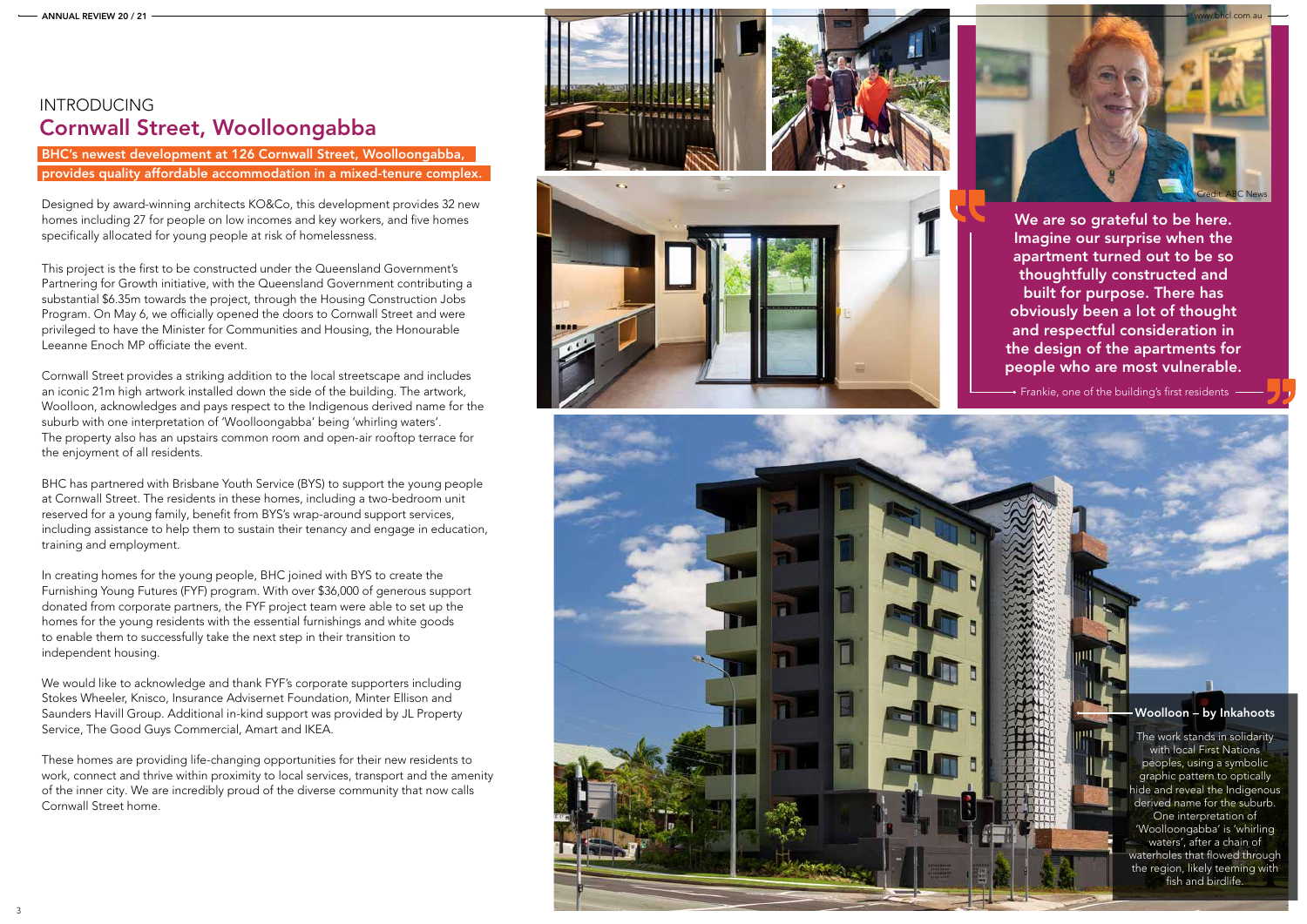# INTRODUCING
# Cornwall Street, Woolloongabba

**BHC's newest development at 126 Cornwall Street, Woolloongabba, provides quality affordable accommodation in a mixed-tenure complex.**

Designed by award-winning architects KO&Co, this development provides 32 new homes including 27 for people on low incomes and key workers, and five homes specifically allocated for young people at risk of homelessness.

This project is the first to be constructed under the Queensland Government's Partnering for Growth initiative, with the Queensland Government contributing a substantial $6.35m towards the project, through the Housing Construction Jobs Program. On May 6, we officially opened the doors to Cornwall Street and were privileged to have the Minister for Communities and Housing, the Honourable Leeanne Enoch MP officiate the event.

Cornwall Street provides a striking addition to the local streetscape and includes an iconic 21m high artwork installed down the side of the building. The artwork, Woolloon, acknowledges and pays respect to the Indigenous derived name for the suburb with one interpretation of 'Woolloongabba' being 'whirling waters'. The property also has an upstairs common room and open-air rooftop terrace for the enjoyment of all residents.

BHC has partnered with Brisbane Youth Service (BYS) to support the young people at Cornwall Street. The residents in these homes, including a two-bedroom unit reserved for a young family, benefit from BYS's wrap-around support services, including assistance to help them to sustain their tenancy and engage in education, training and employment.

In creating homes for the young people, BHC joined with BYS to create the Furnishing Young Futures (FYF) program. With over $36,000 of generous support donated from corporate partners, the FYF project team were able to set up the homes for the young residents with the essential furnishings and white goods to enable them to successfully take the next step in their transition to independent housing.

We would like to acknowledge and thank FYF's corporate supporters including Stokes Wheeler, Knisco, Insurance Advisernet Foundation, Minter Ellison and Saunders Havill Group. Additional in-kind support was provided by JL Property Service, The Good Guys Commercial, Amart and IKEA.

These homes are providing life-changing opportunities for their new residents to work, connect and thrive within proximity to local services, transport and the amenity of the inner city. We are incredibly proud of the diverse community that now calls Cornwall Street home.

Credit: ABC News

> **We are so grateful to be here. Imagine our surprise when the apartment turned out to be so thoughtfully constructed and built for purpose. There has obviously been a lot of thought and respectful consideration in the design of the apartments for people who are most vulnerable.**
>
> Frankie, one of the building's first residents

**Woolloon – by Inkahoots**

The work stands in solidarity with local First Nations peoples, using a symbolic graphic pattern to optically hide and reveal the Indigenous derived name for the suburb. One interpretation of 'Woolloongabba' is 'whirling waters', after a chain of waterholes that flowed through the region, likely teeming with fish and birdlife.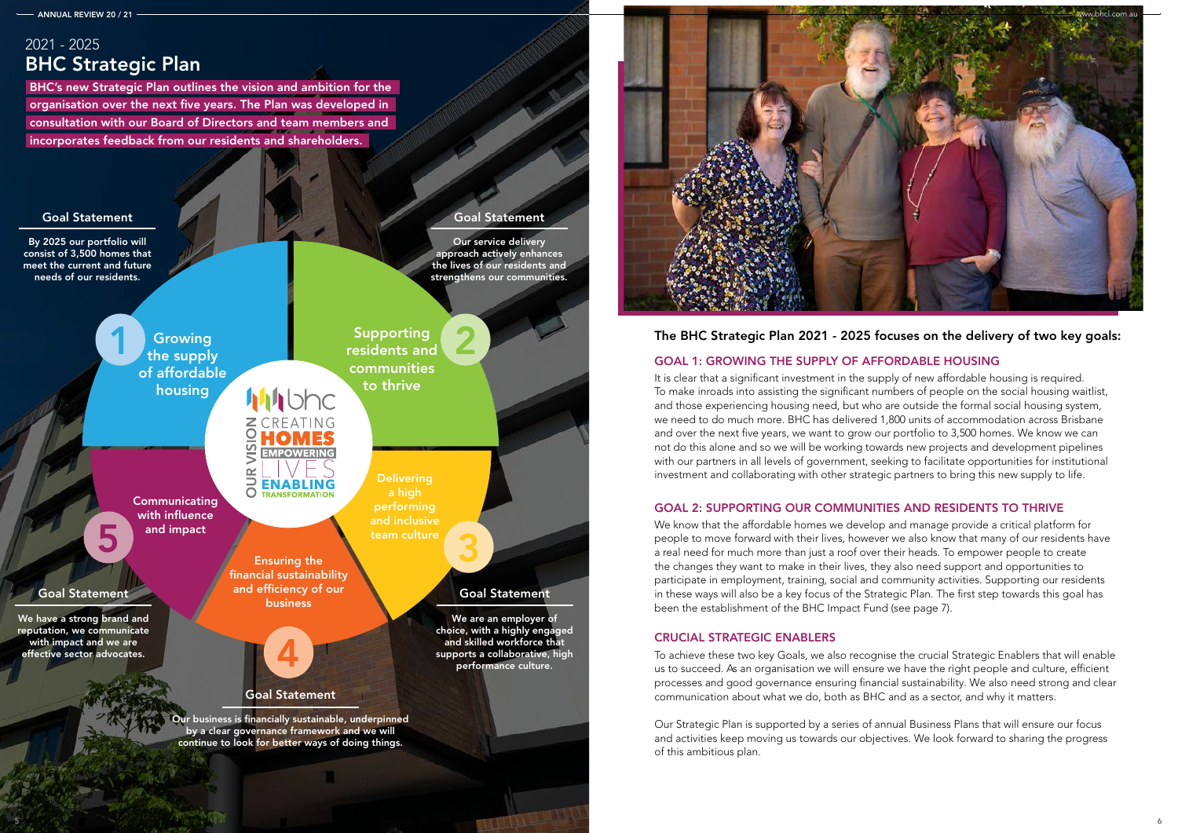## 2021 - 2025
# BHC Strategic Plan

**BHC's new Strategic Plan outlines the vision and ambition for the organisation over the next five years. The Plan was developed in consultation with our Board of Directors and team members and incorporates feedback from our residents and shareholders.**

**OUR VISION:** CREATING **HOMES** EMPOWERING LIVES ENABLING TRANSFORMATION

### 1 Growing the supply of affordable housing

**Goal Statement**

By 2025 our portfolio will consist of 3,500 homes that meet the current and future needs of our residents.

### 2 Supporting residents and communities to thrive

**Goal Statement**

Our service delivery approach actively enhances the lives of our residents and strengthens our communities.

### 3 Delivering a high performing and inclusive team culture

**Goal Statement**

We are an employer of choice, with a highly engaged and skilled workforce that supports a collaborative, high performance culture.

### 4 Ensuring the financial sustainability and efficiency of our business

**Goal Statement**

Our business is financially sustainable, underpinned by a clear governance framework and we will continue to look for better ways of doing things.

### 5 Communicating with influence and impact

**Goal Statement**

We have a strong brand and reputation, we communicate with impact and we are effective sector advocates.

## The BHC Strategic Plan 2021 - 2025 focuses on the delivery of two key goals:

### GOAL 1: GROWING THE SUPPLY OF AFFORDABLE HOUSING

It is clear that a significant investment in the supply of new affordable housing is required. To make inroads into assisting the significant numbers of people on the social housing waitlist, and those experiencing housing need, but who are outside the formal social housing system, we need to do much more. BHC has delivered 1,800 units of accommodation across Brisbane and over the next five years, we want to grow our portfolio to 3,500 homes. We know we can not do this alone and so we will be working towards new projects and development pipelines with our partners in all levels of government, seeking to facilitate opportunities for institutional investment and collaborating with other strategic partners to bring this new supply to life.

### GOAL 2: SUPPORTING OUR COMMUNITIES AND RESIDENTS TO THRIVE

We know that the affordable homes we develop and manage provide a critical platform for people to move forward with their lives, however we also know that many of our residents have a real need for much more than just a roof over their heads. To empower people to create the changes they want to make in their lives, they also need support and opportunities to participate in employment, training, social and community activities. Supporting our residents in these ways will also be a key focus of the Strategic Plan. The first step towards this goal has been the establishment of the BHC Impact Fund (see page 7).

### CRUCIAL STRATEGIC ENABLERS

To achieve these two key Goals, we also recognise the crucial Strategic Enablers that will enable us to succeed. As an organisation we will ensure we have the right people and culture, efficient processes and good governance ensuring financial sustainability. We also need strong and clear communication about what we do, both as BHC and as a sector, and why it matters.

Our Strategic Plan is supported by a series of annual Business Plans that will ensure our focus and activities keep moving us towards our objectives. We look forward to sharing the progress of this ambitious plan.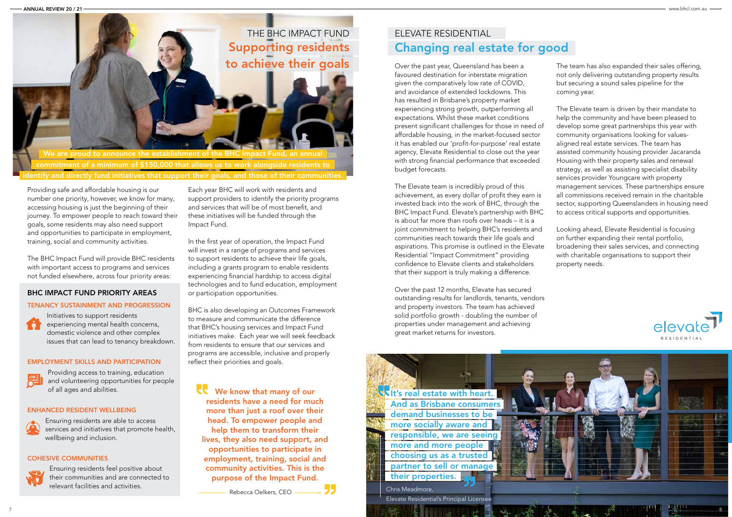# THE BHC IMPACT FUND

## Supporting residents to achieve their goals

**We are proud to announce the establishment of the BHC Impact Fund, an annual commitment of a minimum of $150,000 that allows us to work alongside residents to identify and directly fund initiatives that support their goals, and those of their communities.**

Providing safe and affordable housing is our number one priority, however, we know for many, accessing housing is just the beginning of their journey. To empower people to reach toward their goals, some residents may also need support and opportunities to participate in employment, training, social and community activities.

The BHC Impact Fund will provide BHC residents with important access to programs and services not funded elsewhere, across four priority areas:

### BHC IMPACT FUND PRIORITY AREAS

#### TENANCY SUSTAINMENT AND PROGRESSION

Initiatives to support residents experiencing mental health concerns, domestic violence and other complex issues that can lead to tenancy breakdown.

#### EMPLOYMENT SKILLS AND PARTICIPATION

Providing access to training, education and volunteering opportunities for people of all ages and abilities.

#### ENHANCED RESIDENT WELLBEING

Ensuring residents are able to access services and initiatives that promote health, wellbeing and inclusion.

#### COHESIVE COMMUNITIES

Ensuring residents feel positive about their communities and are connected to relevant facilities and activities.

Each year BHC will work with residents and support providers to identify the priority programs and services that will be of most benefit, and these initiatives will be funded through the Impact Fund.

In the first year of operation, the Impact Fund will invest in a range of programs and services to support residents to achieve their life goals, including a grants program to enable residents experiencing financial hardship to access digital technologies and to fund education, employment or participation opportunities.

BHC is also developing an Outcomes Framework to measure and communicate the difference that BHC's housing services and Impact Fund initiatives make. Each year we will seek feedback from residents to ensure that our services and programs are accessible, inclusive and properly reflect their priorities and goals.

> **We know that many of our residents have a need for much more than just a roof over their head. To empower people and help them to transform their lives, they also need support, and opportunities to participate in employment, training, social and community activities. This is the purpose of the Impact Fund.**
>
> Rebecca Oelkers, CEO

# ELEVATE RESIDENTIAL

## Changing real estate for good

Over the past year, Queensland has been a favoured destination for interstate migration given the comparatively low rate of COVID, and avoidance of extended lockdowns. This has resulted in Brisbane's property market experiencing strong growth, outperforming all expectations. Whilst these market conditions present significant challenges for those in need of affordable housing, in the market-focused sector it has enabled our 'profit-for-purpose' real estate agency, Elevate Residential, to close out the year with strong financial performance that exceeded budget forecasts.

The Elevate team is incredibly proud of this achievement, as every dollar of profit they earn is invested back into the work of BHC, through the BHC Impact Fund. Elevate's partnership with BHC is about far more than roofs over heads – it is a joint commitment to helping BHC's residents and communities reach towards their life goals and aspirations. This promise is outlined in the Elevate Residential "Impact Commitment" providing confidence to Elevate clients and stakeholders that their support is truly making a difference.

Over the past 12 months, Elevate has secured outstanding results for landlords, tenants, vendors and property investors. The team has achieved solid portfolio growth - doubling the number of properties under management and achieving great market returns for investors.

The team has also expanded their sales offering, not only delivering outstanding property results but securing a sound sales pipeline for the coming year.

The Elevate team is driven by their mandate to help the community and have been pleased to develop some great partnerships this year with community organisations looking for values-aligned real estate services. The team has assisted community housing provider Jacaranda Housing with their property sales and renewal strategy, as well as assisting specialist disability services provider Youngcare with property management services. These partnerships ensure all commissions received remain in the charitable sector, supporting Queenslanders in housing need to access critical supports and opportunities.

Looking ahead, Elevate Residential is focusing on further expanding their rental portfolio, broadening their sales services, and connecting with charitable organisations to support their property needs.

> **It's real estate with heart. And as Brisbane consumers demand businesses to be more socially aware and responsible, we are seeing more and more people choosing us as a trusted partner to sell or manage their properties.**
>
> Chris Meadmore,
> Elevate Residential's Principal Licensee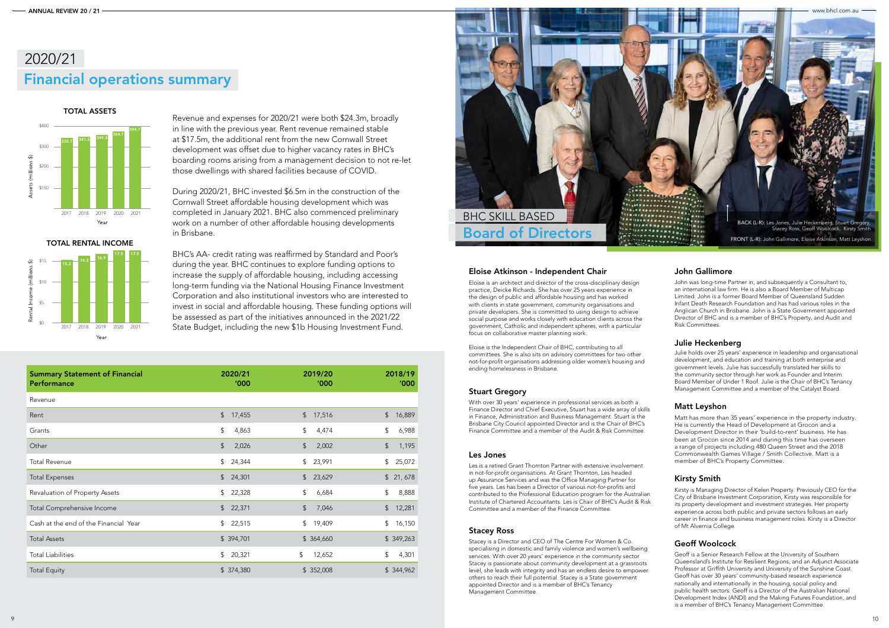# 2020/21

## Financial operations summary

**TOTAL ASSETS**

| Year | Assets (millions $) |
|---|---|
| 2017 | 335.1 |
| 2018 | 341.5 |
| 2019 | 349.3 |
| 2020 | 364.7 |
| 2021 | 394.7 |

**TOTAL RENTAL INCOME**

| Year | Rental Income (millions $) |
|---|---|
| 2017 | 15.2 |
| 2018 | 16.3 |
| 2019 | 16.9 |
| 2020 | 17.5 |
| 2021 | 17.5 |

Revenue and expenses for 2020/21 were both $24.3m, broadly in line with the previous year. Rent revenue remained stable at $17.5m, the additional rent from the new Cornwall Street development was offset due to higher vacancy rates in BHC's boarding rooms arising from a management decision to not re-let those dwellings with shared facilities because of COVID.

During 2020/21, BHC invested $6.5m in the construction of the Cornwall Street affordable housing development which was completed in January 2021. BHC also commenced preliminary work on a number of other affordable housing developments in Brisbane.

BHC's AA- credit rating was reaffirmed by Standard and Poor's during the year. BHC continues to explore funding options to increase the supply of affordable housing, including accessing long-term funding via the National Housing Finance Investment Corporation and also institutional investors who are interested to invest in social and affordable housing. These funding options will be assessed as part of the initiatives announced in the 2021/22 State Budget, including the new $1b Housing Investment Fund.

| Summary Statement of Financial Performance | 2020/21 '000 | 2019/20 '000 | 2018/19 '000 |
|---|---|---|---|
| Revenue | | | |
| Rent | $ 17,455 | $ 17,516 | $ 16,889 |
| Grants | $ 4,863 | $ 4,474 | $ 6,988 |
| Other | $ 2,026 | $ 2,002 | $ 1,195 |
| Total Revenue | $ 24,344 | $ 23,991 | $ 25,072 |
| Total Expenses | $ 24,301 | $ 23,629 | $ 21, 678 |
| Revaluation of Property Assets | $ 22,328 | $ 6,684 | $ 8,888 |
| Total Comprehensive Income | $ 22,371 | $ 7,046 | $ 12,281 |
| Cash at the end of the Financial Year | $ 22,515 | $ 19,409 | $ 16,150 |
| Total Assets | $ 394,701 | $ 364,660 | $ 349,263 |
| Total Liabilities | $ 20,321 | $ 12,652 | $ 4,301 |
| Total Equity | $ 374,380 | $ 352,008 | $ 344,962 |

# BHC SKILL BASED

## Board of Directors

BACK (L-R): Les Jones, Julie Heckenberg, Stuart Gregory, Stacey Ross, Geoff Woolcock, Kirsty Smith
FRONT (L-R): John Gallimore, Eloise Atkinson, Matt Leyshon

### Eloise Atkinson - Independent Chair

Eloise is an architect and director of the cross-disciplinary design practice, Deicke Richards. She has over 25 years experience in the design of public and affordable housing and has worked with clients in state government, community organisations and private developers. She is committed to using design to achieve social purpose and works closely with education clients across the government, Catholic and independent spheres, with a particular focus on collaborative master planning work.

Eloise is the Independent Chair of BHC, contributing to all committees. She is also sits on advisory committees for two other not-for-profit organisations addressing older women's housing and ending homelessness in Brisbane.

### Stuart Gregory

With over 30 years' experience in professional services as both a Finance Director and Chief Executive, Stuart has a wide array of skills in Finance, Administration and Business Management. Stuart is the Brisbane City Council appointed Director and is the Chair of BHC's Finance Committee and a member of the Audit & Risk Committee.

### Les Jones

Les is a retired Grant Thornton Partner with extensive involvement in not-for-profit organisations. At Grant Thornton, Les headed up Assurance Services and was the Office Managing Partner for five years. Les has been a Director of various not-for-profits and contributed to the Professional Education program for the Australian Institute of Chartered Accountants. Les is Chair of BHC's Audit & Risk Committee and a member of the Finance Committee.

### Stacey Ross

Stacey is a Director and CEO of The Centre For Women & Co. specialising in domestic and family violence and women's wellbeing services. With over 20 years' experience in the community sector Stacey is passionate about community development at a grassroots level, she leads with integrity and has an endless desire to empower others to reach their full potential. Stacey is a State government appointed Director and is a member of BHC's Tenancy Management Committee.

### John Gallimore

John was long-time Partner in, and subsequently a Consultant to, an international law firm. He is also a Board Member of Multicap Limited. John is a former Board Member of Queensland Sudden Infant Death Research Foundation and has had various roles in the Anglican Church in Brisbane. John is a State Government appointed Director of BHC and is a member of BHC's Property, and Audit and Risk Committees.

### Julie Heckenberg

Julie holds over 25 years' experience in leadership and organisational development, and education and training at both enterprise and government levels. Julie has successfully translated her skills to the community sector through her work as Founder and Interim Board Member of Under 1 Roof. Julie is the Chair of BHC's Tenancy Management Committee and a member of the Catalyst Board.

### Matt Leyshon

Matt has more than 35 years' experience in the property industry. He is currently the Head of Development at Grocon and a Development Director in their 'build-to-rent' business. He has been at Grocon since 2014 and during this time has overseen a range of projects including 480 Queen Street and the 2018 Commonwealth Games Village / Smith Collective. Matt is a member of BHC's Property Committee.

### Kirsty Smith

Kirsty is Managing Director of Kelen Property. Previously CEO for the City of Brisbane Investment Corporation, Kirsty was responsible for its property development and investment strategies. Her property experience across both public and private sectors follows an early career in finance and business management roles. Kirsty is a Director of Mt Alvernia College.

### Geoff Woolcock

Geoff is a Senior Research Fellow at the University of Southern Queensland's Institute for Resilient Regions, and an Adjunct Associate Professor at Griffith University and University of the Sunshine Coast. Geoff has over 30 years' community-based research experience nationally and internationally in the housing, social policy and public health sectors. Geoff is a Director of the Australian National Development Index (ANDI) and the Making Futures Foundation, and is a member of BHC's Tenancy Management Committee.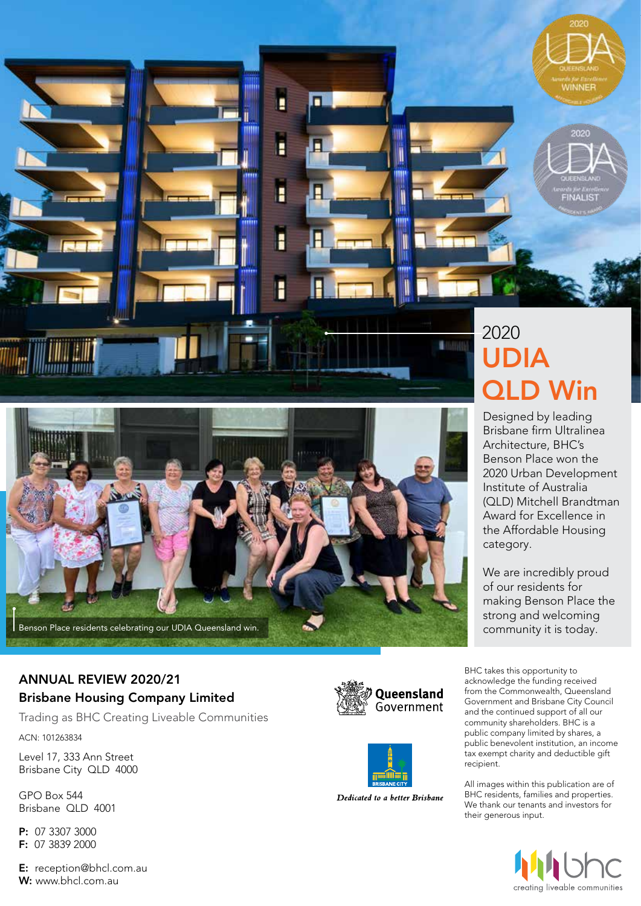## 2020 UDIA QLD Win

Designed by leading Brisbane firm Ultralinea Architecture, BHC's Benson Place won the 2020 Urban Development Institute of Australia (QLD) Mitchell Brandtman Award for Excellence in the Affordable Housing category.

We are incredibly proud of our residents for making Benson Place the strong and welcoming community it is today.

Benson Place residents celebrating our UDIA Queensland win.

**ANNUAL REVIEW 2020/21**

**Brisbane Housing Company Limited**

Trading as BHC Creating Liveable Communities

ACN: 101263834

Level 17, 333 Ann Street
Brisbane City QLD 4000

GPO Box 544
Brisbane QLD 4001

**P:** 07 3307 3000
**F:** 07 3839 2000

**E:** reception@bhcl.com.au
**W:** www.bhcl.com.au

Queensland Government

*Dedicated to a better Brisbane*

BHC takes this opportunity to acknowledge the funding received from the Commonwealth, Queensland Government and Brisbane City Council and the continued support of all our community shareholders. BHC is a public company limited by shares, a public benevolent institution, an income tax exempt charity and deductible gift recipient.

All images within this publication are of BHC residents, families and properties. We thank our tenants and investors for their generous input.

bhc creating liveable communities